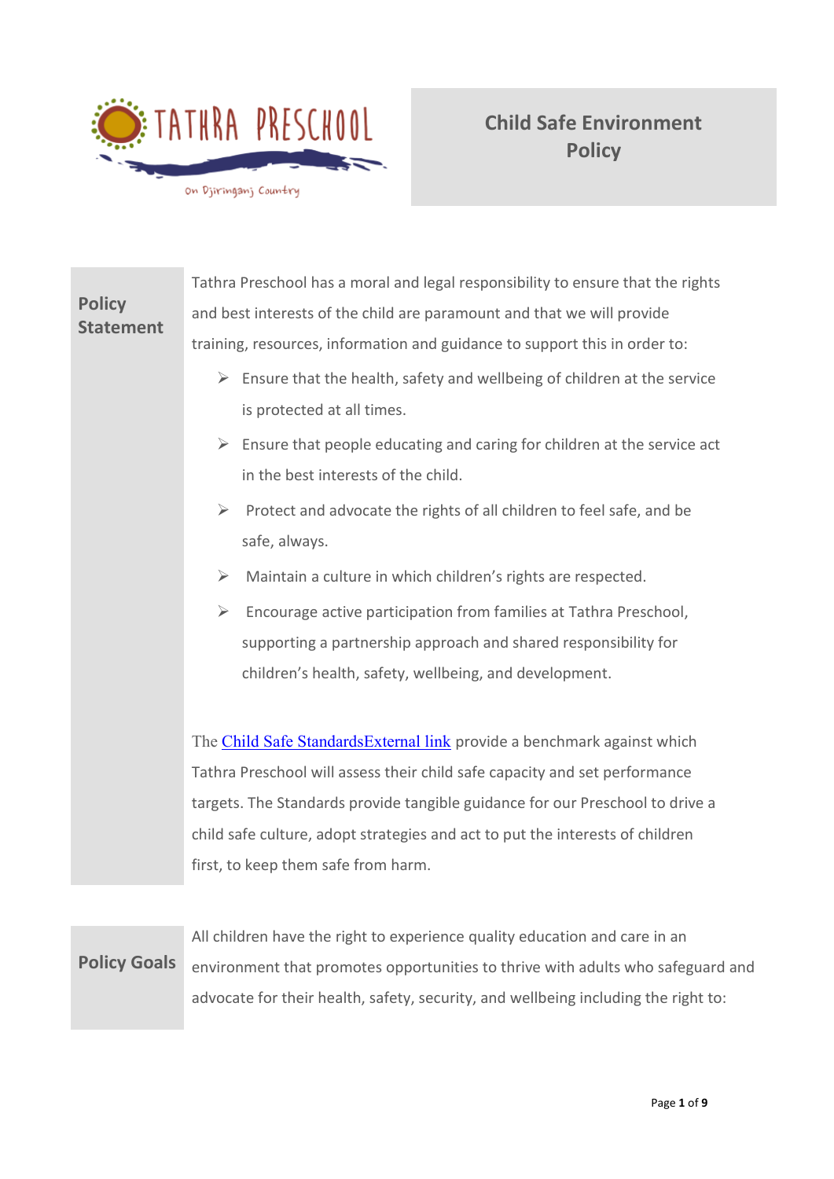TATHRA PRESCHOOL

On Djiringanj Country

# Child Safe Environment Policy

## Policy Statement

Tathra Preschool has a moral and legal responsibility to ensure that the rights and best interests of the child are paramount and that we will provide training, resources, information and guidance to support this in order to:

- Ensure that the health, safety and wellbeing of children at the service is protected at all times.
- Ensure that people educating and caring for children at the service act in the best interests of the child.
- Protect and advocate the rights of all children to feel safe, and be safe, always.
- Maintain a culture in which children's rights are respected.
- Encourage active participation from families at Tathra Preschool, supporting a partnership approach and shared responsibility for children's health, safety, wellbeing, and development.

The Child Safe StandardsExternal link provide a benchmark against which Tathra Preschool will assess their child safe capacity and set performance targets. The Standards provide tangible guidance for our Preschool to drive a child safe culture, adopt strategies and act to put the interests of children first, to keep them safe from harm.

## Policy Goals

All children have the right to experience quality education and care in an environment that promotes opportunities to thrive with adults who safeguard and advocate for their health, safety, security, and wellbeing including the right to: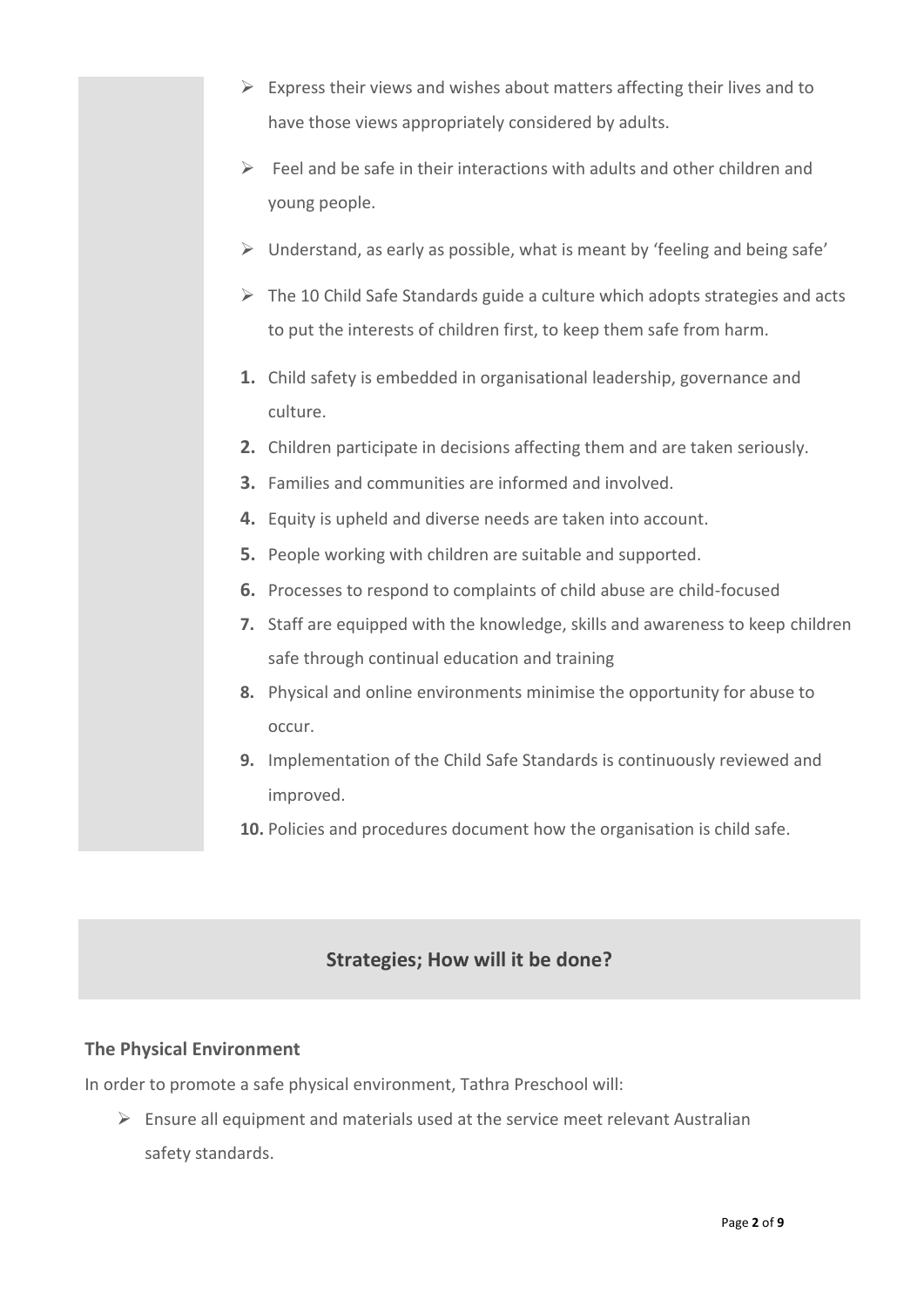- Express their views and wishes about matters affecting their lives and to have those views appropriately considered by adults.
- Feel and be safe in their interactions with adults and other children and young people.
- Understand, as early as possible, what is meant by 'feeling and being safe'
- The 10 Child Safe Standards guide a culture which adopts strategies and acts to put the interests of children first, to keep them safe from harm.

1. Child safety is embedded in organisational leadership, governance and culture.
2. Children participate in decisions affecting them and are taken seriously.
3. Families and communities are informed and involved.
4. Equity is upheld and diverse needs are taken into account.
5. People working with children are suitable and supported.
6. Processes to respond to complaints of child abuse are child-focused
7. Staff are equipped with the knowledge, skills and awareness to keep children safe through continual education and training
8. Physical and online environments minimise the opportunity for abuse to occur.
9. Implementation of the Child Safe Standards is continuously reviewed and improved.
10. Policies and procedures document how the organisation is child safe.

## Strategies; How will it be done?

### The Physical Environment

In order to promote a safe physical environment, Tathra Preschool will:

- Ensure all equipment and materials used at the service meet relevant Australian safety standards.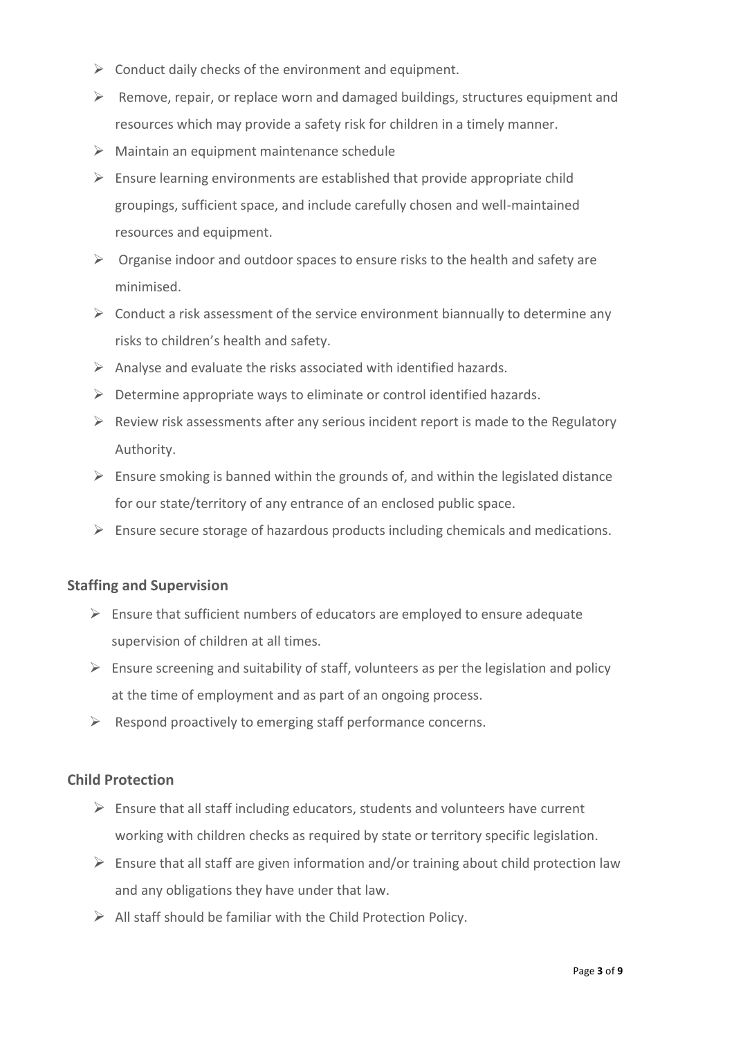- Conduct daily checks of the environment and equipment.
- Remove, repair, or replace worn and damaged buildings, structures equipment and resources which may provide a safety risk for children in a timely manner.
- Maintain an equipment maintenance schedule
- Ensure learning environments are established that provide appropriate child groupings, sufficient space, and include carefully chosen and well-maintained resources and equipment.
- Organise indoor and outdoor spaces to ensure risks to the health and safety are minimised.
- Conduct a risk assessment of the service environment biannually to determine any risks to children's health and safety.
- Analyse and evaluate the risks associated with identified hazards.
- Determine appropriate ways to eliminate or control identified hazards.
- Review risk assessments after any serious incident report is made to the Regulatory Authority.
- Ensure smoking is banned within the grounds of, and within the legislated distance for our state/territory of any entrance of an enclosed public space.
- Ensure secure storage of hazardous products including chemicals and medications.

### Staffing and Supervision

- Ensure that sufficient numbers of educators are employed to ensure adequate supervision of children at all times.
- Ensure screening and suitability of staff, volunteers as per the legislation and policy at the time of employment and as part of an ongoing process.
- Respond proactively to emerging staff performance concerns.

### Child Protection

- Ensure that all staff including educators, students and volunteers have current working with children checks as required by state or territory specific legislation.
- Ensure that all staff are given information and/or training about child protection law and any obligations they have under that law.
- All staff should be familiar with the Child Protection Policy.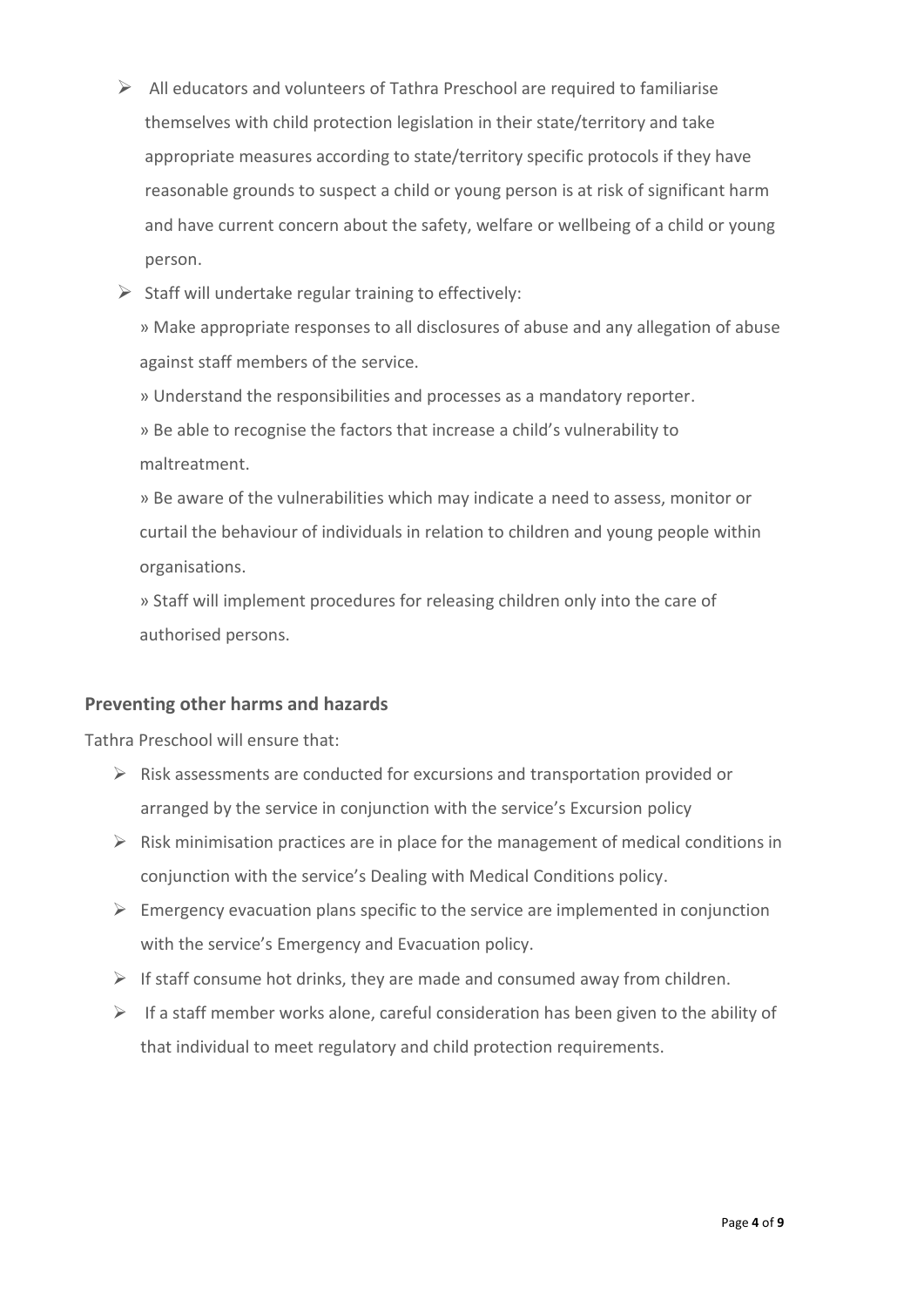- All educators and volunteers of Tathra Preschool are required to familiarise themselves with child protection legislation in their state/territory and take appropriate measures according to state/territory specific protocols if they have reasonable grounds to suspect a child or young person is at risk of significant harm and have current concern about the safety, welfare or wellbeing of a child or young person.
- Staff will undertake regular training to effectively:

  » Make appropriate responses to all disclosures of abuse and any allegation of abuse against staff members of the service.

  » Understand the responsibilities and processes as a mandatory reporter.

  » Be able to recognise the factors that increase a child's vulnerability to maltreatment.

  » Be aware of the vulnerabilities which may indicate a need to assess, monitor or curtail the behaviour of individuals in relation to children and young people within organisations.

  » Staff will implement procedures for releasing children only into the care of authorised persons.

### Preventing other harms and hazards

Tathra Preschool will ensure that:

- Risk assessments are conducted for excursions and transportation provided or arranged by the service in conjunction with the service's Excursion policy
- Risk minimisation practices are in place for the management of medical conditions in conjunction with the service's Dealing with Medical Conditions policy.
- Emergency evacuation plans specific to the service are implemented in conjunction with the service's Emergency and Evacuation policy.
- If staff consume hot drinks, they are made and consumed away from children.
- If a staff member works alone, careful consideration has been given to the ability of that individual to meet regulatory and child protection requirements.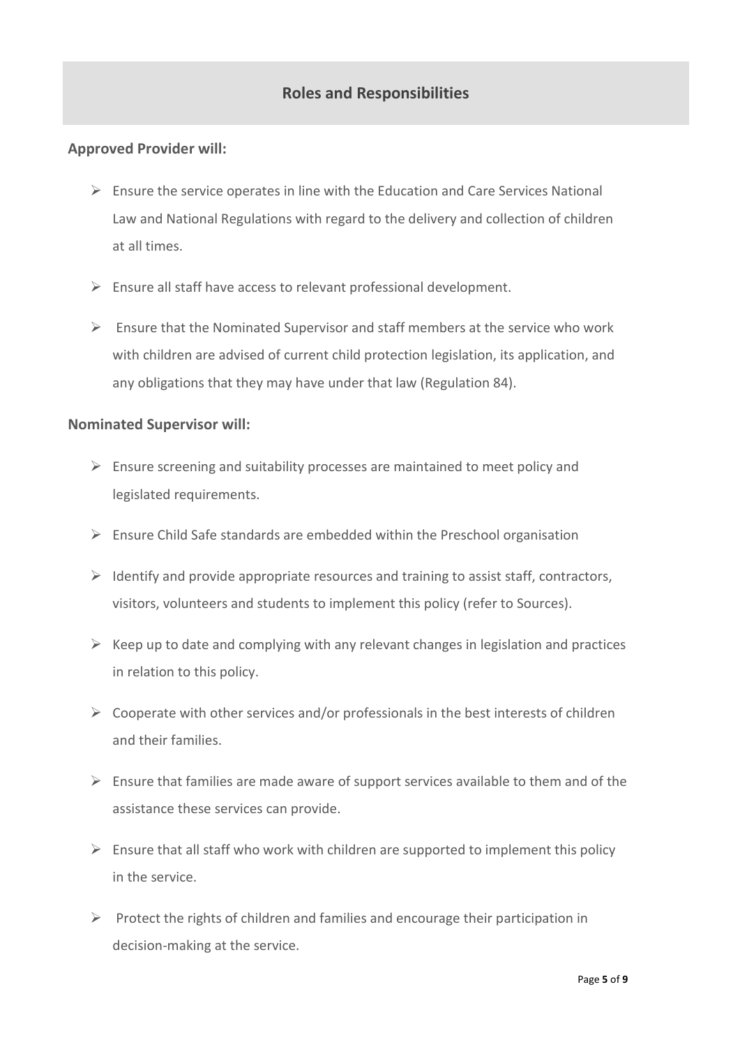## Roles and Responsibilities

**Approved Provider will:**

- Ensure the service operates in line with the Education and Care Services National Law and National Regulations with regard to the delivery and collection of children at all times.
- Ensure all staff have access to relevant professional development.
- Ensure that the Nominated Supervisor and staff members at the service who work with children are advised of current child protection legislation, its application, and any obligations that they may have under that law (Regulation 84).

**Nominated Supervisor will:**

- Ensure screening and suitability processes are maintained to meet policy and legislated requirements.
- Ensure Child Safe standards are embedded within the Preschool organisation
- Identify and provide appropriate resources and training to assist staff, contractors, visitors, volunteers and students to implement this policy (refer to Sources).
- Keep up to date and complying with any relevant changes in legislation and practices in relation to this policy.
- Cooperate with other services and/or professionals in the best interests of children and their families.
- Ensure that families are made aware of support services available to them and of the assistance these services can provide.
- Ensure that all staff who work with children are supported to implement this policy in the service.
- Protect the rights of children and families and encourage their participation in decision-making at the service.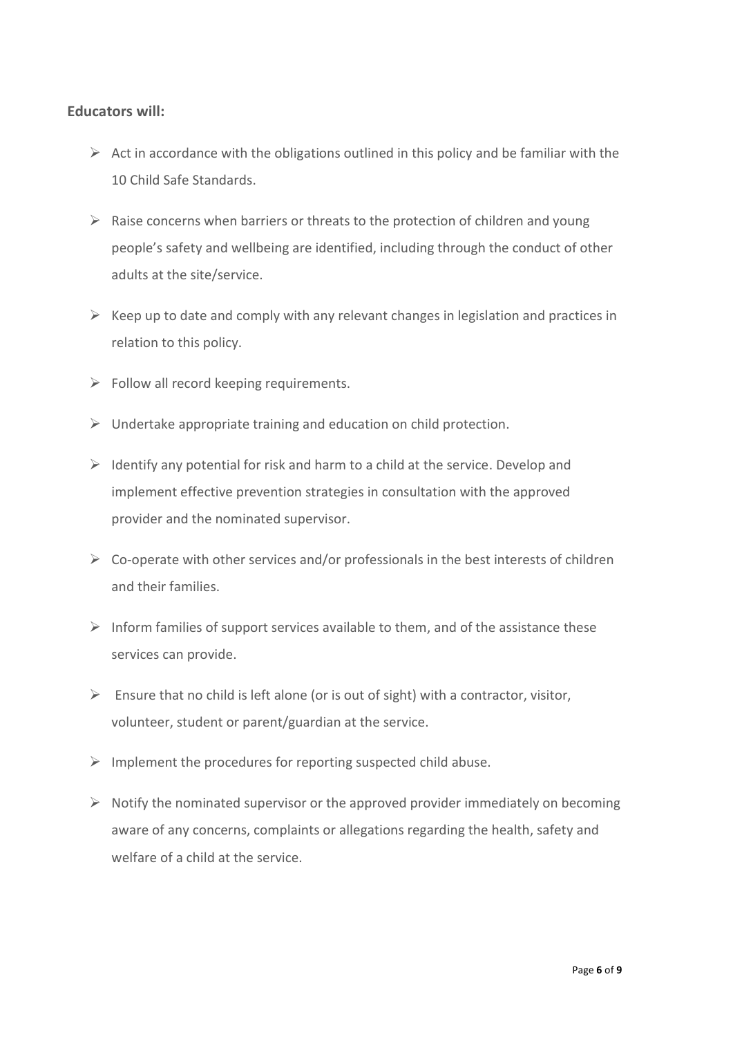**Educators will:**

- Act in accordance with the obligations outlined in this policy and be familiar with the 10 Child Safe Standards.
- Raise concerns when barriers or threats to the protection of children and young people's safety and wellbeing are identified, including through the conduct of other adults at the site/service.
- Keep up to date and comply with any relevant changes in legislation and practices in relation to this policy.
- Follow all record keeping requirements.
- Undertake appropriate training and education on child protection.
- Identify any potential for risk and harm to a child at the service. Develop and implement effective prevention strategies in consultation with the approved provider and the nominated supervisor.
- Co-operate with other services and/or professionals in the best interests of children and their families.
- Inform families of support services available to them, and of the assistance these services can provide.
- Ensure that no child is left alone (or is out of sight) with a contractor, visitor, volunteer, student or parent/guardian at the service.
- Implement the procedures for reporting suspected child abuse.
- Notify the nominated supervisor or the approved provider immediately on becoming aware of any concerns, complaints or allegations regarding the health, safety and welfare of a child at the service.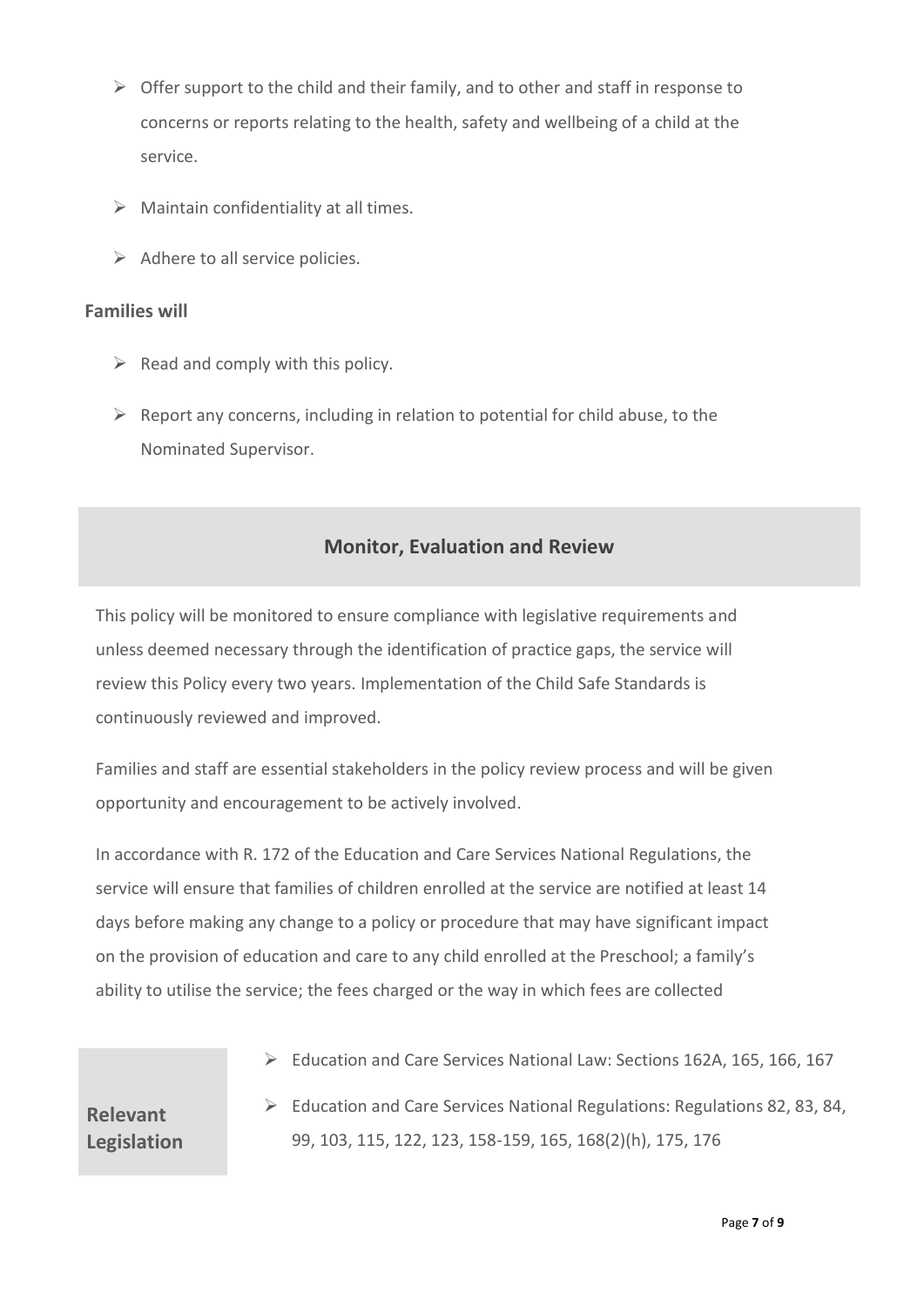- Offer support to the child and their family, and to other and staff in response to concerns or reports relating to the health, safety and wellbeing of a child at the service.
- Maintain confidentiality at all times.
- Adhere to all service policies.

**Families will**

- Read and comply with this policy.
- Report any concerns, including in relation to potential for child abuse, to the Nominated Supervisor.

## Monitor, Evaluation and Review

This policy will be monitored to ensure compliance with legislative requirements and unless deemed necessary through the identification of practice gaps, the service will review this Policy every two years. Implementation of the Child Safe Standards is continuously reviewed and improved.

Families and staff are essential stakeholders in the policy review process and will be given opportunity and encouragement to be actively involved.

In accordance with R. 172 of the Education and Care Services National Regulations, the service will ensure that families of children enrolled at the service are notified at least 14 days before making any change to a policy or procedure that may have significant impact on the provision of education and care to any child enrolled at the Preschool; a family's ability to utilise the service; the fees charged or the way in which fees are collected

**Relevant Legislation**

- Education and Care Services National Law: Sections 162A, 165, 166, 167
- Education and Care Services National Regulations: Regulations 82, 83, 84, 99, 103, 115, 122, 123, 158-159, 165, 168(2)(h), 175, 176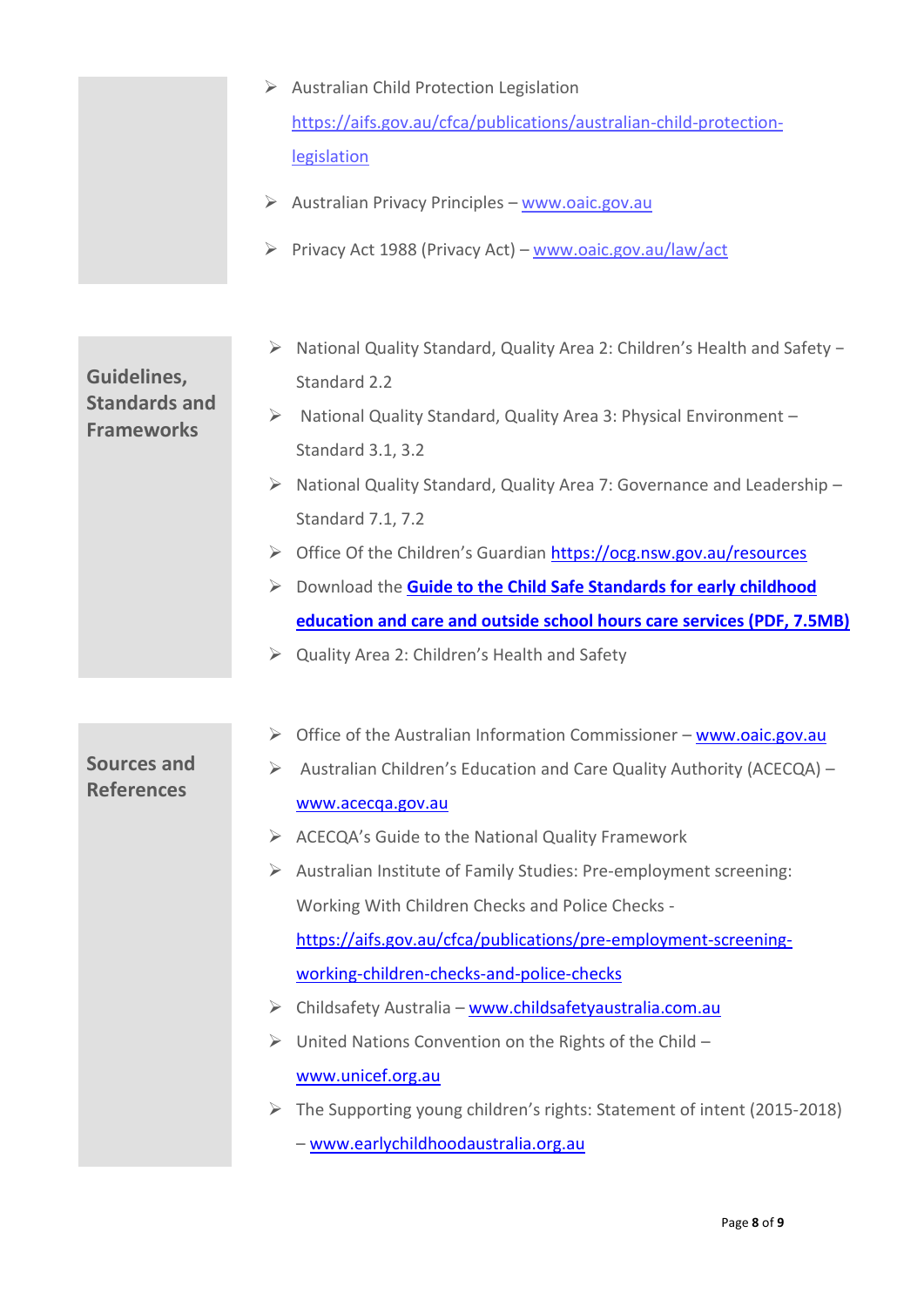- Australian Child Protection Legislation https://aifs.gov.au/cfca/publications/australian-child-protection-legislation
- Australian Privacy Principles – www.oaic.gov.au
- Privacy Act 1988 (Privacy Act) – www.oaic.gov.au/law/act

## Guidelines, Standards and Frameworks

- National Quality Standard, Quality Area 2: Children's Health and Safety – Standard 2.2
- National Quality Standard, Quality Area 3: Physical Environment – Standard 3.1, 3.2
- National Quality Standard, Quality Area 7: Governance and Leadership – Standard 7.1, 7.2
- Office Of the Children's Guardian https://ocg.nsw.gov.au/resources
- Download the **Guide to the Child Safe Standards for early childhood education and care and outside school hours care services (PDF, 7.5MB)**
- Quality Area 2: Children's Health and Safety

## Sources and References

- Office of the Australian Information Commissioner – www.oaic.gov.au
- Australian Children's Education and Care Quality Authority (ACECQA) – www.acecqa.gov.au
- ACECQA's Guide to the National Quality Framework
- Australian Institute of Family Studies: Pre-employment screening: Working With Children Checks and Police Checks - https://aifs.gov.au/cfca/publications/pre-employment-screening-working-children-checks-and-police-checks
- Childsafety Australia – www.childsafetyaustralia.com.au
- United Nations Convention on the Rights of the Child – www.unicef.org.au
- The Supporting young children's rights: Statement of intent (2015-2018) – www.earlychildhoodaustralia.org.au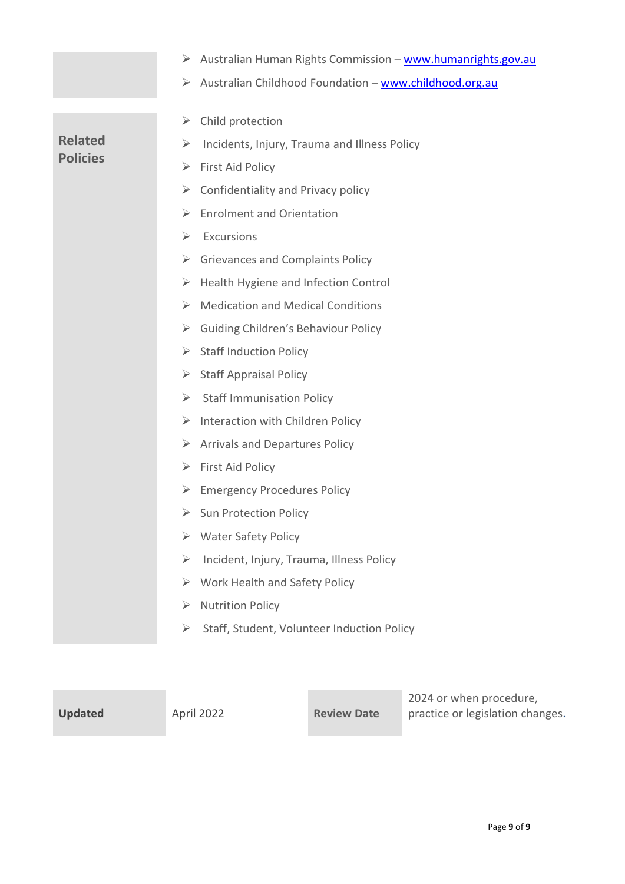- Australian Human Rights Commission – www.humanrights.gov.au
- Australian Childhood Foundation – www.childhood.org.au

**Related Policies**

- Child protection
- Incidents, Injury, Trauma and Illness Policy
- First Aid Policy
- Confidentiality and Privacy policy
- Enrolment and Orientation
- Excursions
- Grievances and Complaints Policy
- Health Hygiene and Infection Control
- Medication and Medical Conditions
- Guiding Children's Behaviour Policy
- Staff Induction Policy
- Staff Appraisal Policy
- Staff Immunisation Policy
- Interaction with Children Policy
- Arrivals and Departures Policy
- First Aid Policy
- Emergency Procedures Policy
- Sun Protection Policy
- Water Safety Policy
- Incident, Injury, Trauma, Illness Policy
- Work Health and Safety Policy
- Nutrition Policy
- Staff, Student, Volunteer Induction Policy

| | | | |
|---|---|---|---|
| **Updated** | April 2022 | **Review Date** | 2024 or when procedure, practice or legislation changes. |